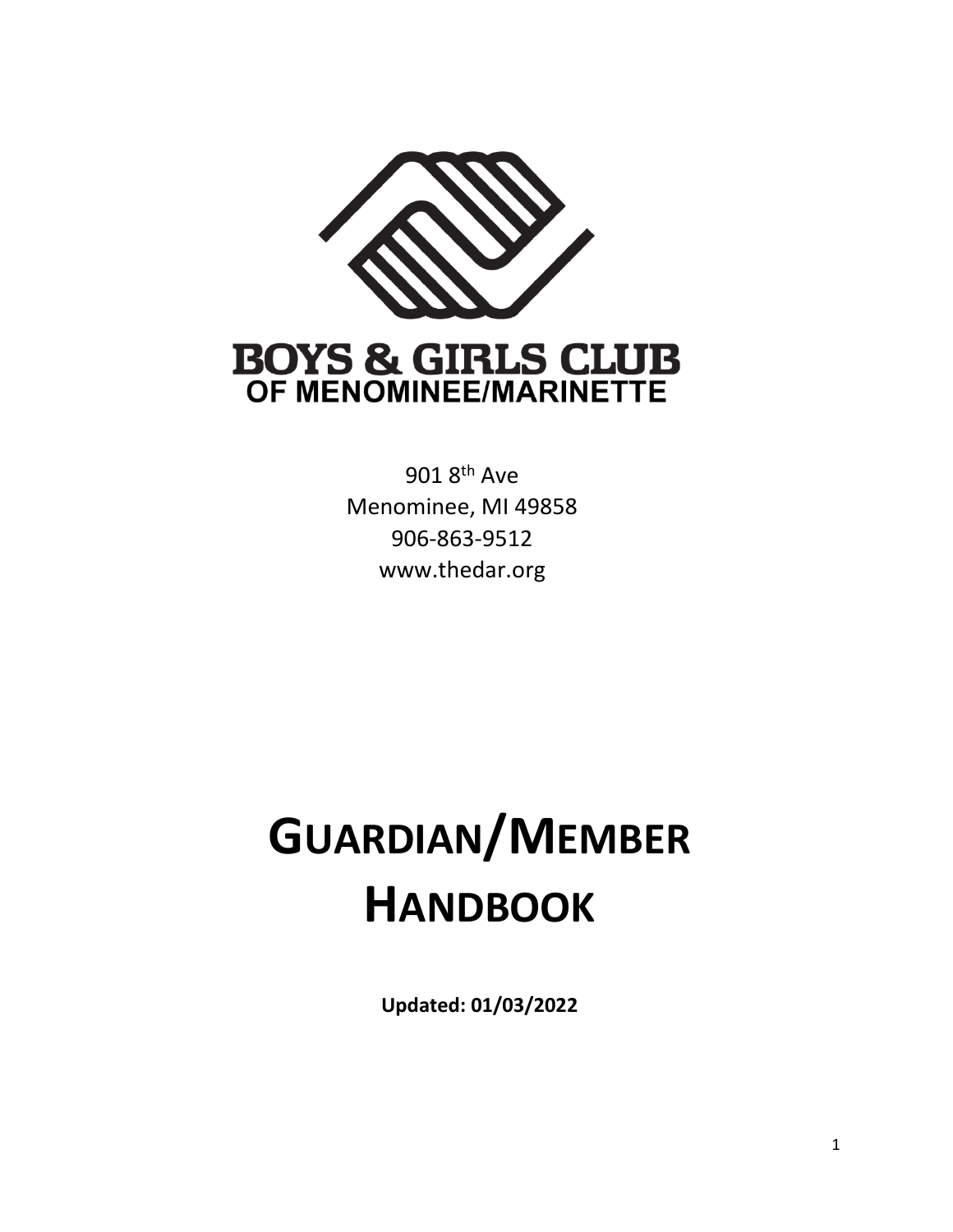BOYS & GIRLS CLUB
OF MENOMINEE/MARINETTE

901 8th Ave
Menominee, MI 49858
906-863-9512
www.thedar.org

# GUARDIAN/MEMBER HANDBOOK

**Updated: 01/03/2022**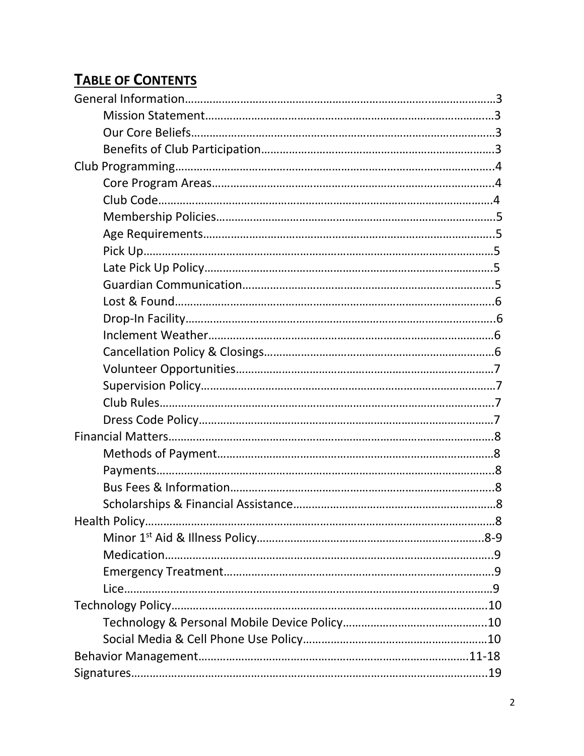## TABLE OF CONTENTS

General Information……………………………………………………………………………………………3
- Mission Statement……………………………………………………………………………………3
- Our Core Beliefs………………………………………………………………………………………3
- Benefits of Club Participation……………………………………………………………………3

Club Programming……………………………………………………………………………………………4
- Core Program Areas…………………………………………………………………………………4
- Club Code…………………………………………………………………………………………………4
- Membership Policies…………………………………………………………………………………5
- Age Requirements……………………………………………………………………………………5
- Pick Up……………………………………………………………………………………………………5
- Late Pick Up Policy……………………………………………………………………………………5
- Guardian Communication…………………………………………………………………………5
- Lost & Found……………………………………………………………………………………………6
- Drop-In Facility…………………………………………………………………………………………6
- Inclement Weather……………………………………………………………………………………6
- Cancellation Policy & Closings……………………………………………………………………6
- Volunteer Opportunities……………………………………………………………………………7
- Supervision Policy……………………………………………………………………………………7
- Club Rules………………………………………………………………………………………………7
- Dress Code Policy……………………………………………………………………………………7

Financial Matters………………………………………………………………………………………………8
- Methods of Payment…………………………………………………………………………………8
- Payments…………………………………………………………………………………………………8
- Bus Fees & Information……………………………………………………………………………8
- Scholarships & Financial Assistance……………………………………………………………8

Health Policy……………………………………………………………………………………………………8
- Minor 1st Aid & Illness Policy……………………………………………………………………8-9
- Medication………………………………………………………………………………………………9
- Emergency Treatment………………………………………………………………………………9
- Lice…………………………………………………………………………………………………………9

Technology Policy……………………………………………………………………………………………10
- Technology & Personal Mobile Device Policy………………………………………………10
- Social Media & Cell Phone Use Policy…………………………………………………………10

Behavior Management……………………………………………………………………………………11-18

Signatures………………………………………………………………………………………………………19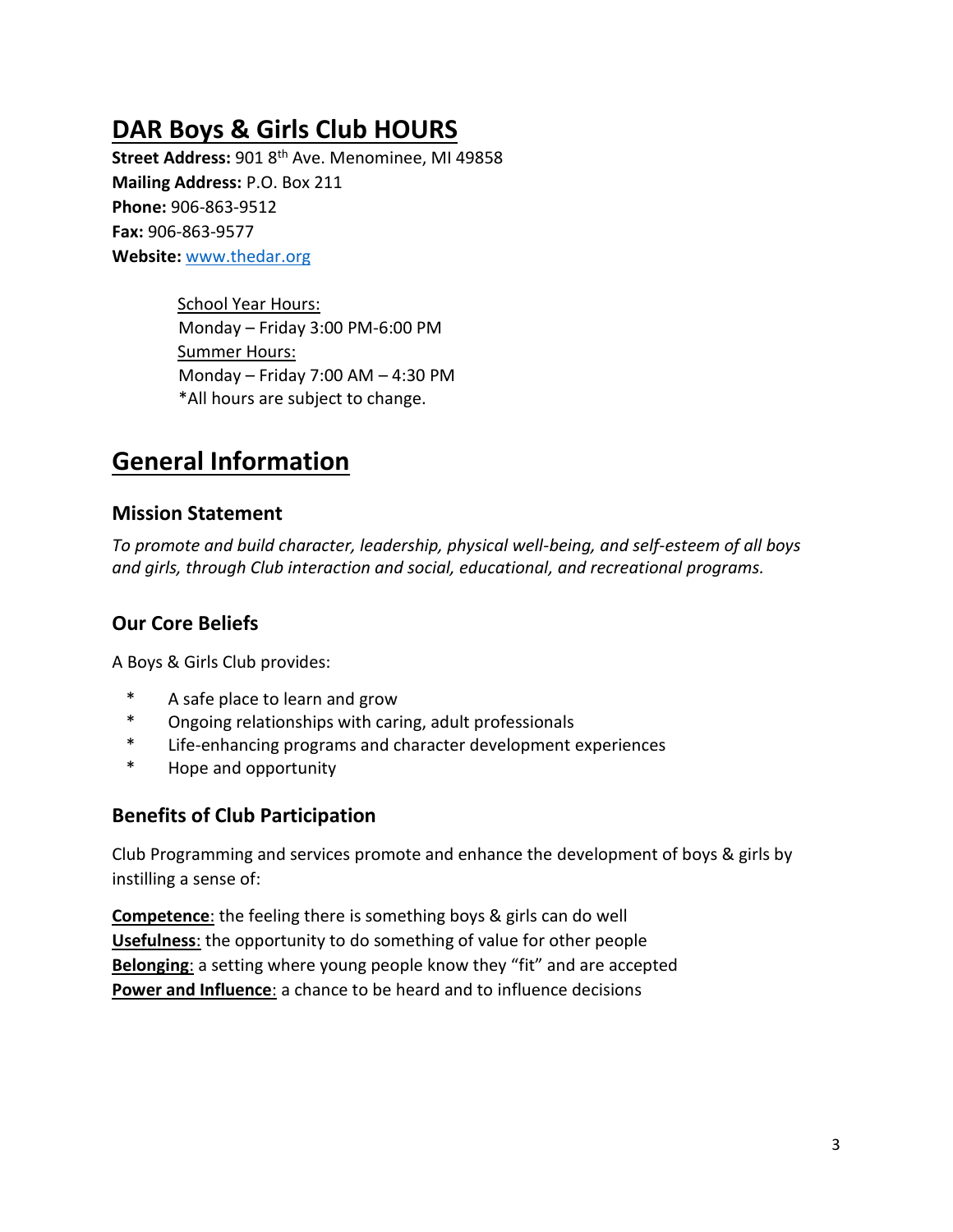# DAR Boys & Girls Club HOURS

**Street Address:** 901 8th Ave. Menominee, MI 49858
**Mailing Address:** P.O. Box 211
**Phone:** 906-863-9512
**Fax:** 906-863-9577
**Website:** [www.thedar.org](http://www.thedar.org)

School Year Hours:
Monday – Friday 3:00 PM-6:00 PM
Summer Hours:
Monday – Friday 7:00 AM – 4:30 PM
*All hours are subject to change.

# General Information

## Mission Statement

*To promote and build character, leadership, physical well-being, and self-esteem of all boys and girls, through Club interaction and social, educational, and recreational programs.*

## Our Core Beliefs

A Boys & Girls Club provides:

* A safe place to learn and grow
* Ongoing relationships with caring, adult professionals
* Life-enhancing programs and character development experiences
* Hope and opportunity

## Benefits of Club Participation

Club Programming and services promote and enhance the development of boys & girls by instilling a sense of:

**Competence**: the feeling there is something boys & girls can do well
**Usefulness**: the opportunity to do something of value for other people
**Belonging**: a setting where young people know they "fit" and are accepted
**Power and Influence**: a chance to be heard and to influence decisions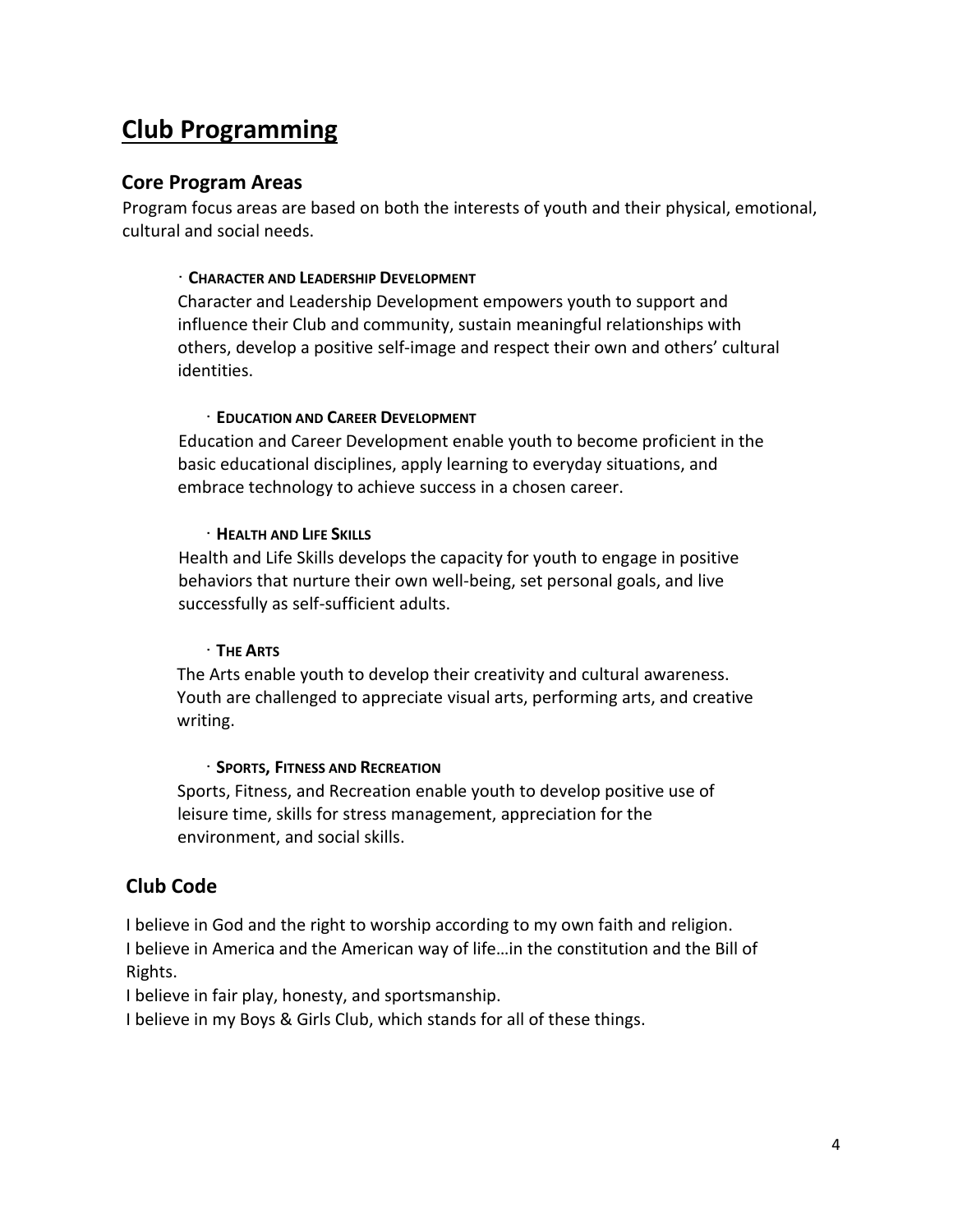# Club Programming

## Core Program Areas

Program focus areas are based on both the interests of youth and their physical, emotional, cultural and social needs.

- **CHARACTER AND LEADERSHIP DEVELOPMENT**

  Character and Leadership Development empowers youth to support and influence their Club and community, sustain meaningful relationships with others, develop a positive self-image and respect their own and others' cultural identities.

- **EDUCATION AND CAREER DEVELOPMENT**

  Education and Career Development enable youth to become proficient in the basic educational disciplines, apply learning to everyday situations, and embrace technology to achieve success in a chosen career.

- **HEALTH AND LIFE SKILLS**

  Health and Life Skills develops the capacity for youth to engage in positive behaviors that nurture their own well-being, set personal goals, and live successfully as self-sufficient adults.

- **THE ARTS**

  The Arts enable youth to develop their creativity and cultural awareness. Youth are challenged to appreciate visual arts, performing arts, and creative writing.

- **SPORTS, FITNESS AND RECREATION**

  Sports, Fitness, and Recreation enable youth to develop positive use of leisure time, skills for stress management, appreciation for the environment, and social skills.

## Club Code

I believe in God and the right to worship according to my own faith and religion.
I believe in America and the American way of life…in the constitution and the Bill of Rights.
I believe in fair play, honesty, and sportsmanship.
I believe in my Boys & Girls Club, which stands for all of these things.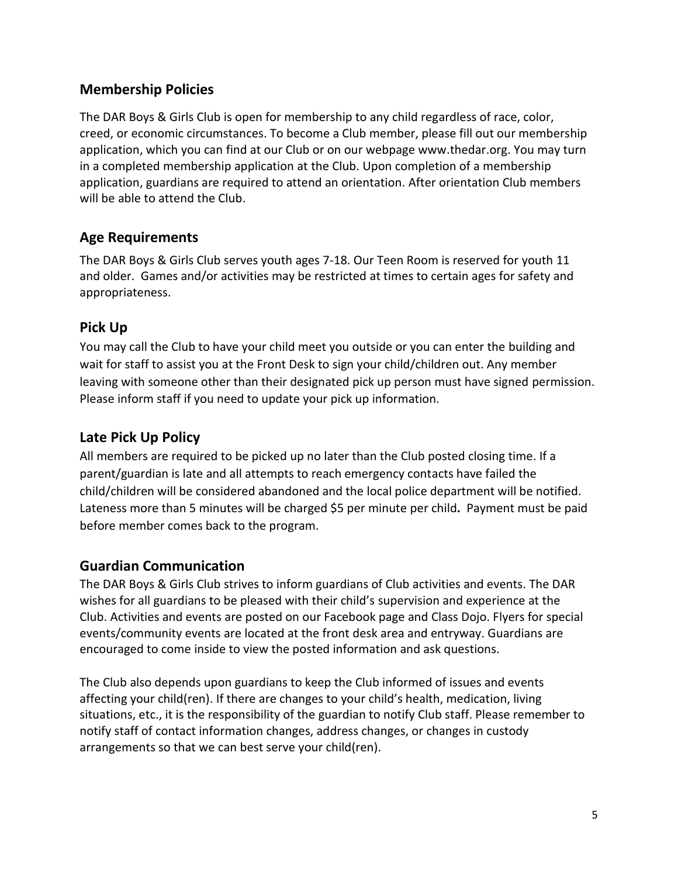## Membership Policies

The DAR Boys & Girls Club is open for membership to any child regardless of race, color, creed, or economic circumstances. To become a Club member, please fill out our membership application, which you can find at our Club or on our webpage www.thedar.org. You may turn in a completed membership application at the Club. Upon completion of a membership application, guardians are required to attend an orientation. After orientation Club members will be able to attend the Club.

## Age Requirements

The DAR Boys & Girls Club serves youth ages 7-18. Our Teen Room is reserved for youth 11 and older. Games and/or activities may be restricted at times to certain ages for safety and appropriateness.

## Pick Up

You may call the Club to have your child meet you outside or you can enter the building and wait for staff to assist you at the Front Desk to sign your child/children out. Any member leaving with someone other than their designated pick up person must have signed permission. Please inform staff if you need to update your pick up information.

## Late Pick Up Policy

All members are required to be picked up no later than the Club posted closing time. If a parent/guardian is late and all attempts to reach emergency contacts have failed the child/children will be considered abandoned and the local police department will be notified. Lateness more than 5 minutes will be charged $5 per minute per child**.** Payment must be paid before member comes back to the program.

## Guardian Communication

The DAR Boys & Girls Club strives to inform guardians of Club activities and events. The DAR wishes for all guardians to be pleased with their child's supervision and experience at the Club. Activities and events are posted on our Facebook page and Class Dojo. Flyers for special events/community events are located at the front desk area and entryway. Guardians are encouraged to come inside to view the posted information and ask questions.

The Club also depends upon guardians to keep the Club informed of issues and events affecting your child(ren). If there are changes to your child's health, medication, living situations, etc., it is the responsibility of the guardian to notify Club staff. Please remember to notify staff of contact information changes, address changes, or changes in custody arrangements so that we can best serve your child(ren).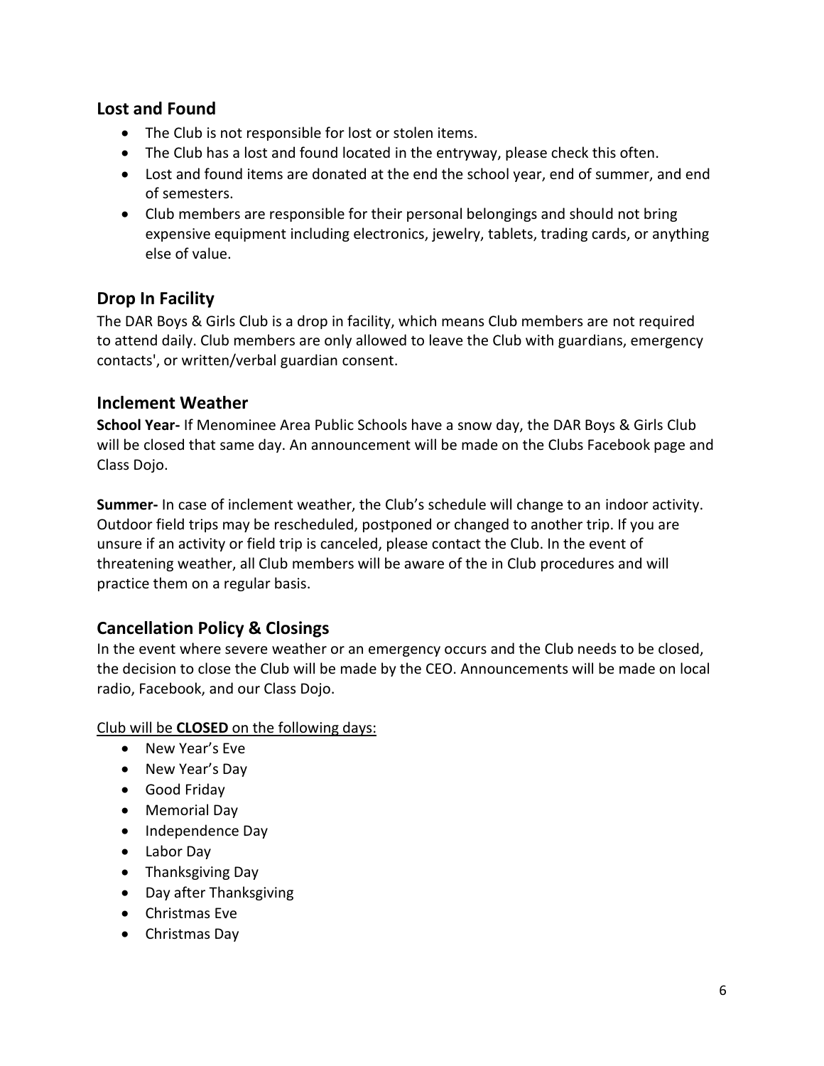## Lost and Found

- The Club is not responsible for lost or stolen items.
- The Club has a lost and found located in the entryway, please check this often.
- Lost and found items are donated at the end the school year, end of summer, and end of semesters.
- Club members are responsible for their personal belongings and should not bring expensive equipment including electronics, jewelry, tablets, trading cards, or anything else of value.

## Drop In Facility

The DAR Boys & Girls Club is a drop in facility, which means Club members are not required to attend daily. Club members are only allowed to leave the Club with guardians, emergency contacts', or written/verbal guardian consent.

## Inclement Weather

**School Year-** If Menominee Area Public Schools have a snow day, the DAR Boys & Girls Club will be closed that same day. An announcement will be made on the Clubs Facebook page and Class Dojo.

**Summer-** In case of inclement weather, the Club's schedule will change to an indoor activity. Outdoor field trips may be rescheduled, postponed or changed to another trip. If you are unsure if an activity or field trip is canceled, please contact the Club. In the event of threatening weather, all Club members will be aware of the in Club procedures and will practice them on a regular basis.

## Cancellation Policy & Closings

In the event where severe weather or an emergency occurs and the Club needs to be closed, the decision to close the Club will be made by the CEO. Announcements will be made on local radio, Facebook, and our Class Dojo.

<u>Club will be **CLOSED** on the following days:</u>

- New Year's Eve
- New Year's Day
- Good Friday
- Memorial Day
- Independence Day
- Labor Day
- Thanksgiving Day
- Day after Thanksgiving
- Christmas Eve
- Christmas Day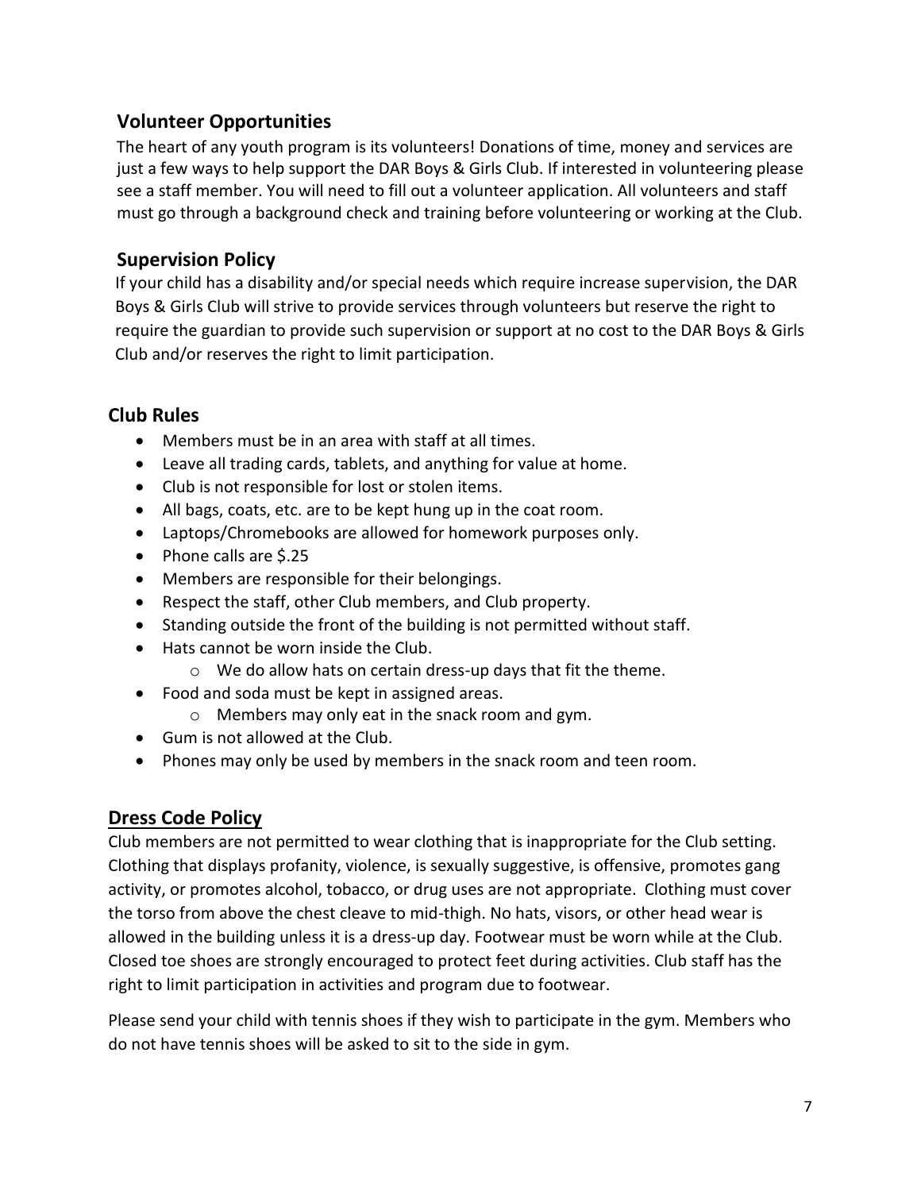## Volunteer Opportunities

The heart of any youth program is its volunteers! Donations of time, money and services are just a few ways to help support the DAR Boys & Girls Club. If interested in volunteering please see a staff member. You will need to fill out a volunteer application. All volunteers and staff must go through a background check and training before volunteering or working at the Club.

## Supervision Policy

If your child has a disability and/or special needs which require increase supervision, the DAR Boys & Girls Club will strive to provide services through volunteers but reserve the right to require the guardian to provide such supervision or support at no cost to the DAR Boys & Girls Club and/or reserves the right to limit participation.

## Club Rules

- Members must be in an area with staff at all times.
- Leave all trading cards, tablets, and anything for value at home.
- Club is not responsible for lost or stolen items.
- All bags, coats, etc. are to be kept hung up in the coat room.
- Laptops/Chromebooks are allowed for homework purposes only.
- Phone calls are $.25
- Members are responsible for their belongings.
- Respect the staff, other Club members, and Club property.
- Standing outside the front of the building is not permitted without staff.
- Hats cannot be worn inside the Club.
  - We do allow hats on certain dress-up days that fit the theme.
- Food and soda must be kept in assigned areas.
  - Members may only eat in the snack room and gym.
- Gum is not allowed at the Club.
- Phones may only be used by members in the snack room and teen room.

## Dress Code Policy

Club members are not permitted to wear clothing that is inappropriate for the Club setting. Clothing that displays profanity, violence, is sexually suggestive, is offensive, promotes gang activity, or promotes alcohol, tobacco, or drug uses are not appropriate. Clothing must cover the torso from above the chest cleave to mid-thigh. No hats, visors, or other head wear is allowed in the building unless it is a dress-up day. Footwear must be worn while at the Club. Closed toe shoes are strongly encouraged to protect feet during activities. Club staff has the right to limit participation in activities and program due to footwear.

Please send your child with tennis shoes if they wish to participate in the gym. Members who do not have tennis shoes will be asked to sit to the side in gym.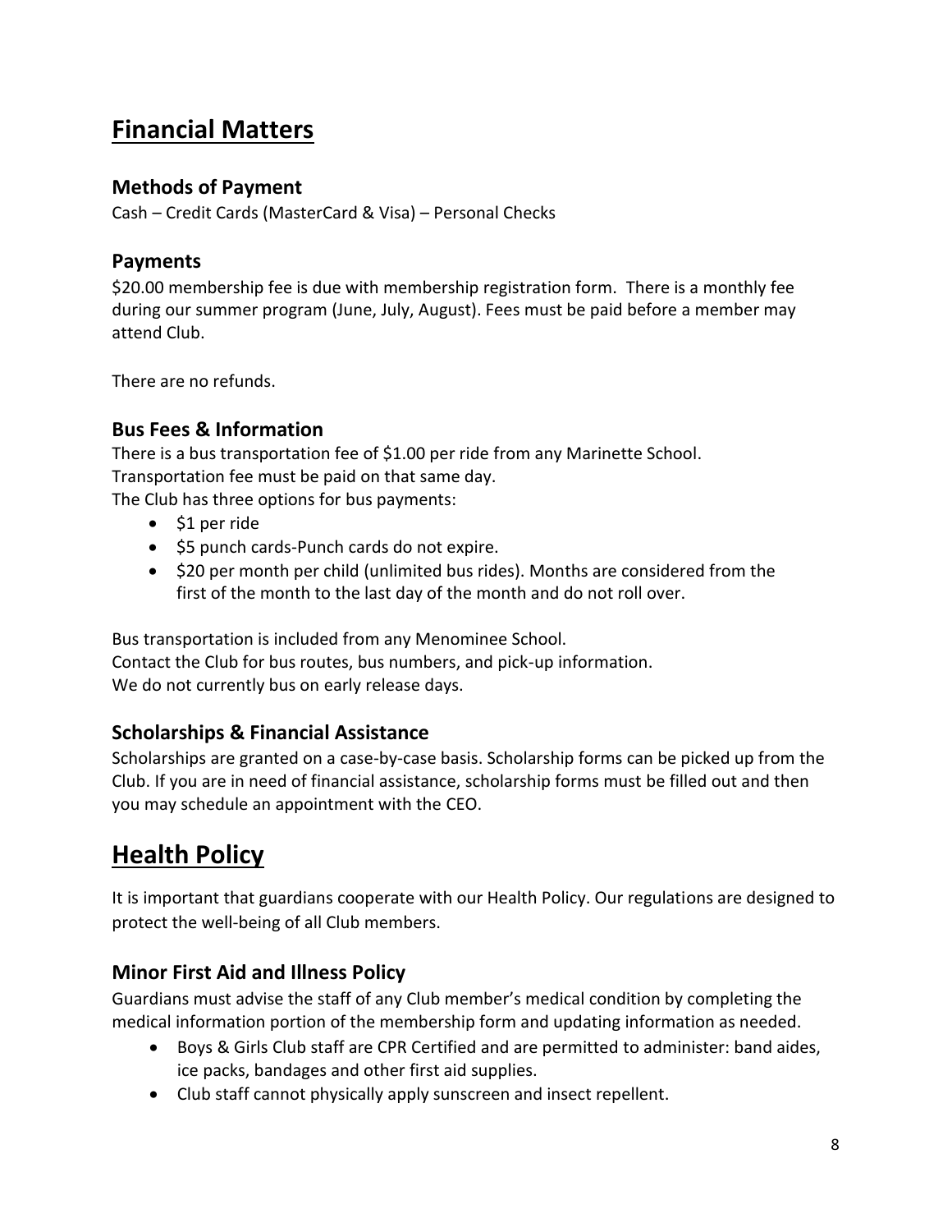# Financial Matters

## Methods of Payment

Cash – Credit Cards (MasterCard & Visa) – Personal Checks

## Payments

$20.00 membership fee is due with membership registration form. There is a monthly fee during our summer program (June, July, August). Fees must be paid before a member may attend Club.

There are no refunds.

## Bus Fees & Information

There is a bus transportation fee of $1.00 per ride from any Marinette School.
Transportation fee must be paid on that same day.
The Club has three options for bus payments:

- $1 per ride
- $5 punch cards-Punch cards do not expire.
- $20 per month per child (unlimited bus rides). Months are considered from the first of the month to the last day of the month and do not roll over.

Bus transportation is included from any Menominee School.
Contact the Club for bus routes, bus numbers, and pick-up information.
We do not currently bus on early release days.

## Scholarships & Financial Assistance

Scholarships are granted on a case-by-case basis. Scholarship forms can be picked up from the Club. If you are in need of financial assistance, scholarship forms must be filled out and then you may schedule an appointment with the CEO.

# Health Policy

It is important that guardians cooperate with our Health Policy. Our regulations are designed to protect the well-being of all Club members.

## Minor First Aid and Illness Policy

Guardians must advise the staff of any Club member's medical condition by completing the medical information portion of the membership form and updating information as needed.

- Boys & Girls Club staff are CPR Certified and are permitted to administer: band aides, ice packs, bandages and other first aid supplies.
- Club staff cannot physically apply sunscreen and insect repellent.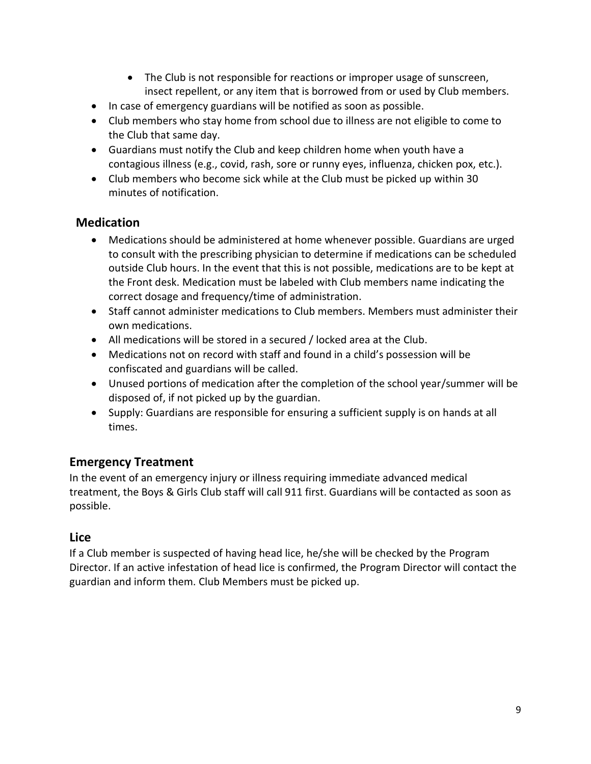- The Club is not responsible for reactions or improper usage of sunscreen, insect repellent, or any item that is borrowed from or used by Club members.
- In case of emergency guardians will be notified as soon as possible.
- Club members who stay home from school due to illness are not eligible to come to the Club that same day.
- Guardians must notify the Club and keep children home when youth have a contagious illness (e.g., covid, rash, sore or runny eyes, influenza, chicken pox, etc.).
- Club members who become sick while at the Club must be picked up within 30 minutes of notification.

## Medication

- Medications should be administered at home whenever possible. Guardians are urged to consult with the prescribing physician to determine if medications can be scheduled outside Club hours. In the event that this is not possible, medications are to be kept at the Front desk. Medication must be labeled with Club members name indicating the correct dosage and frequency/time of administration.
- Staff cannot administer medications to Club members. Members must administer their own medications.
- All medications will be stored in a secured / locked area at the Club.
- Medications not on record with staff and found in a child's possession will be confiscated and guardians will be called.
- Unused portions of medication after the completion of the school year/summer will be disposed of, if not picked up by the guardian.
- Supply: Guardians are responsible for ensuring a sufficient supply is on hands at all times.

## Emergency Treatment

In the event of an emergency injury or illness requiring immediate advanced medical treatment, the Boys & Girls Club staff will call 911 first. Guardians will be contacted as soon as possible.

## Lice

If a Club member is suspected of having head lice, he/she will be checked by the Program Director. If an active infestation of head lice is confirmed, the Program Director will contact the guardian and inform them. Club Members must be picked up.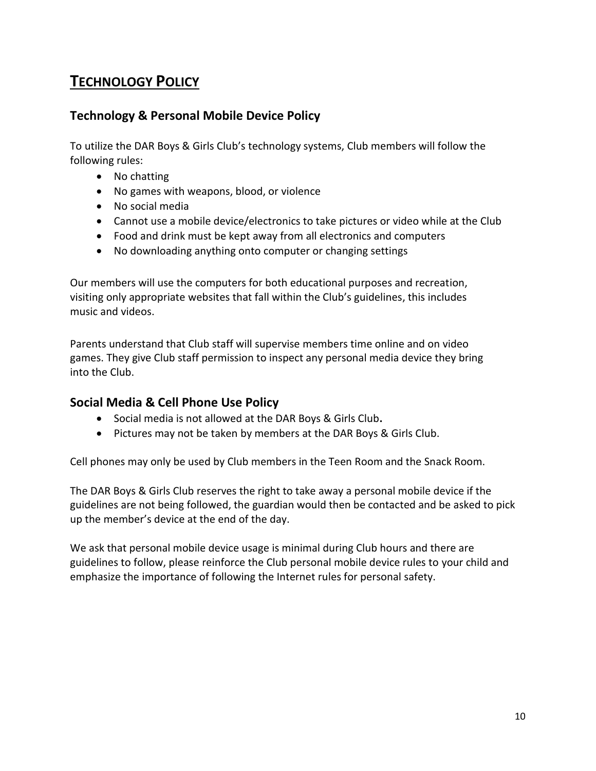# TECHNOLOGY POLICY

## Technology & Personal Mobile Device Policy

To utilize the DAR Boys & Girls Club's technology systems, Club members will follow the following rules:

- No chatting
- No games with weapons, blood, or violence
- No social media
- Cannot use a mobile device/electronics to take pictures or video while at the Club
- Food and drink must be kept away from all electronics and computers
- No downloading anything onto computer or changing settings

Our members will use the computers for both educational purposes and recreation, visiting only appropriate websites that fall within the Club's guidelines, this includes music and videos.

Parents understand that Club staff will supervise members time online and on video games. They give Club staff permission to inspect any personal media device they bring into the Club.

## Social Media & Cell Phone Use Policy

- Social media is not allowed at the DAR Boys & Girls Club**.**
- Pictures may not be taken by members at the DAR Boys & Girls Club.

Cell phones may only be used by Club members in the Teen Room and the Snack Room.

The DAR Boys & Girls Club reserves the right to take away a personal mobile device if the guidelines are not being followed, the guardian would then be contacted and be asked to pick up the member's device at the end of the day.

We ask that personal mobile device usage is minimal during Club hours and there are guidelines to follow, please reinforce the Club personal mobile device rules to your child and emphasize the importance of following the Internet rules for personal safety.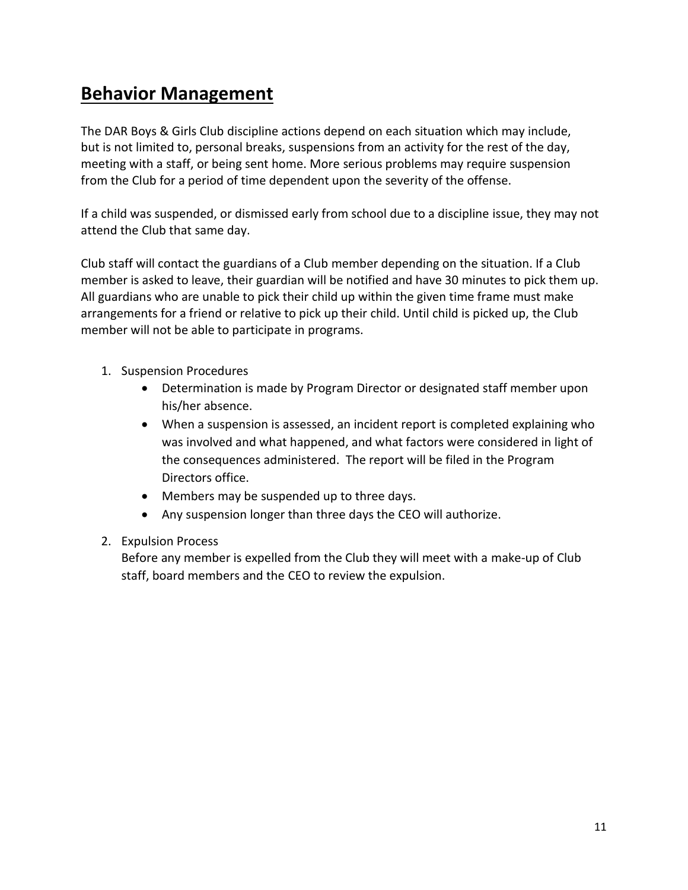# Behavior Management

The DAR Boys & Girls Club discipline actions depend on each situation which may include, but is not limited to, personal breaks, suspensions from an activity for the rest of the day, meeting with a staff, or being sent home. More serious problems may require suspension from the Club for a period of time dependent upon the severity of the offense.

If a child was suspended, or dismissed early from school due to a discipline issue, they may not attend the Club that same day.

Club staff will contact the guardians of a Club member depending on the situation. If a Club member is asked to leave, their guardian will be notified and have 30 minutes to pick them up. All guardians who are unable to pick their child up within the given time frame must make arrangements for a friend or relative to pick up their child. Until child is picked up, the Club member will not be able to participate in programs.

1. Suspension Procedures
   - Determination is made by Program Director or designated staff member upon his/her absence.
   - When a suspension is assessed, an incident report is completed explaining who was involved and what happened, and what factors were considered in light of the consequences administered. The report will be filed in the Program Directors office.
   - Members may be suspended up to three days.
   - Any suspension longer than three days the CEO will authorize.
2. Expulsion Process
   Before any member is expelled from the Club they will meet with a make-up of Club staff, board members and the CEO to review the expulsion.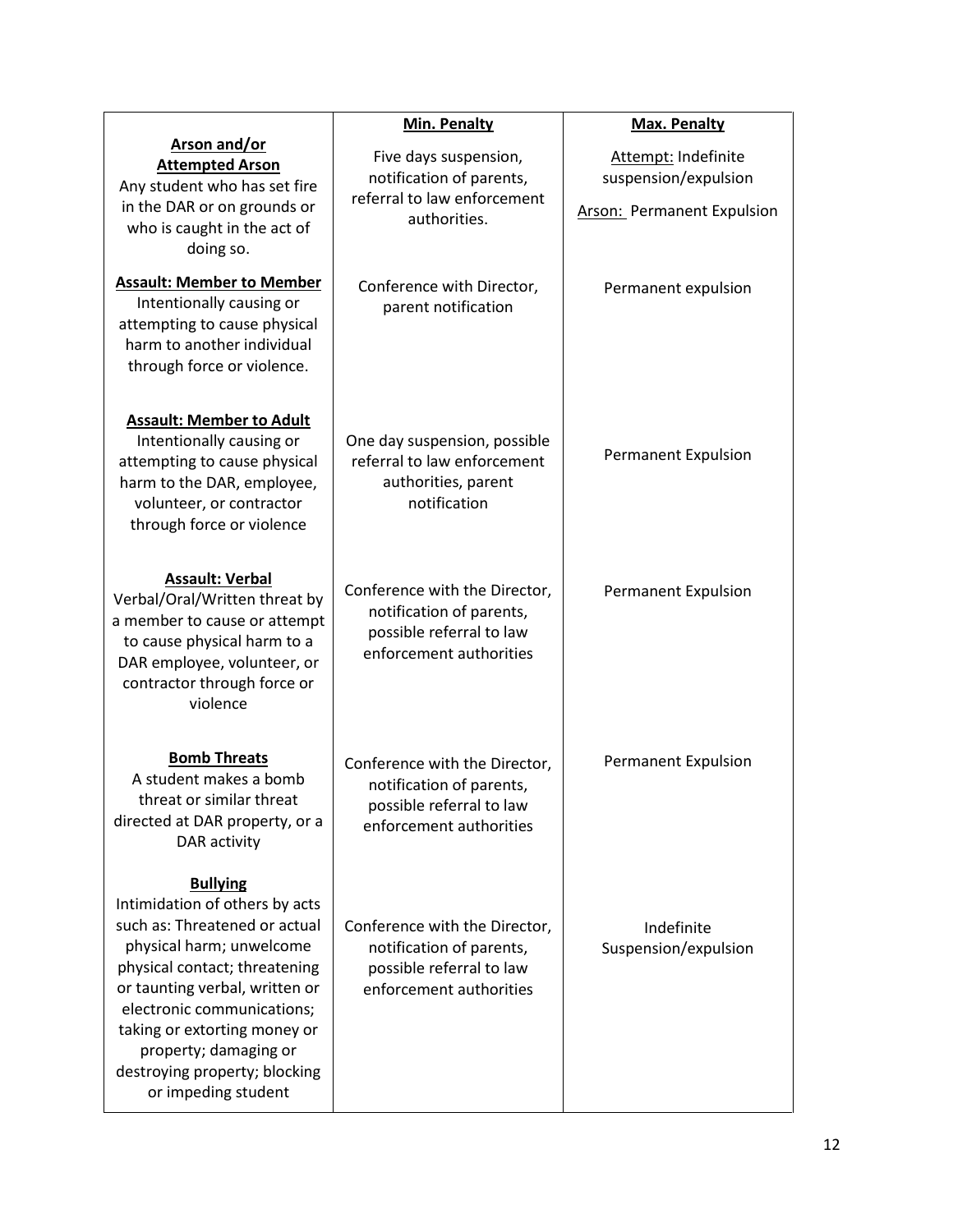| | **Min. Penalty** | **Max. Penalty** |
|---|---|---|
| **Arson and/or Attempted Arson**<br>Any student who has set fire in the DAR or on grounds or who is caught in the act of doing so. | Five days suspension, notification of parents, referral to law enforcement authorities. | Attempt: Indefinite suspension/expulsion<br><br>Arson: Permanent Expulsion |
| **Assault: Member to Member**<br>Intentionally causing or attempting to cause physical harm to another individual through force or violence. | Conference with Director, parent notification | Permanent expulsion |
| **Assault: Member to Adult**<br>Intentionally causing or attempting to cause physical harm to the DAR, employee, volunteer, or contractor through force or violence | One day suspension, possible referral to law enforcement authorities, parent notification | Permanent Expulsion |
| **Assault: Verbal**<br>Verbal/Oral/Written threat by a member to cause or attempt to cause physical harm to a DAR employee, volunteer, or contractor through force or violence | Conference with the Director, notification of parents, possible referral to law enforcement authorities | Permanent Expulsion |
| **Bomb Threats**<br>A student makes a bomb threat or similar threat directed at DAR property, or a DAR activity | Conference with the Director, notification of parents, possible referral to law enforcement authorities | Permanent Expulsion |
| **Bullying**<br>Intimidation of others by acts such as: Threatened or actual physical harm; unwelcome physical contact; threatening or taunting verbal, written or electronic communications; taking or extorting money or property; damaging or destroying property; blocking or impeding student | Conference with the Director, notification of parents, possible referral to law enforcement authorities | Indefinite Suspension/expulsion |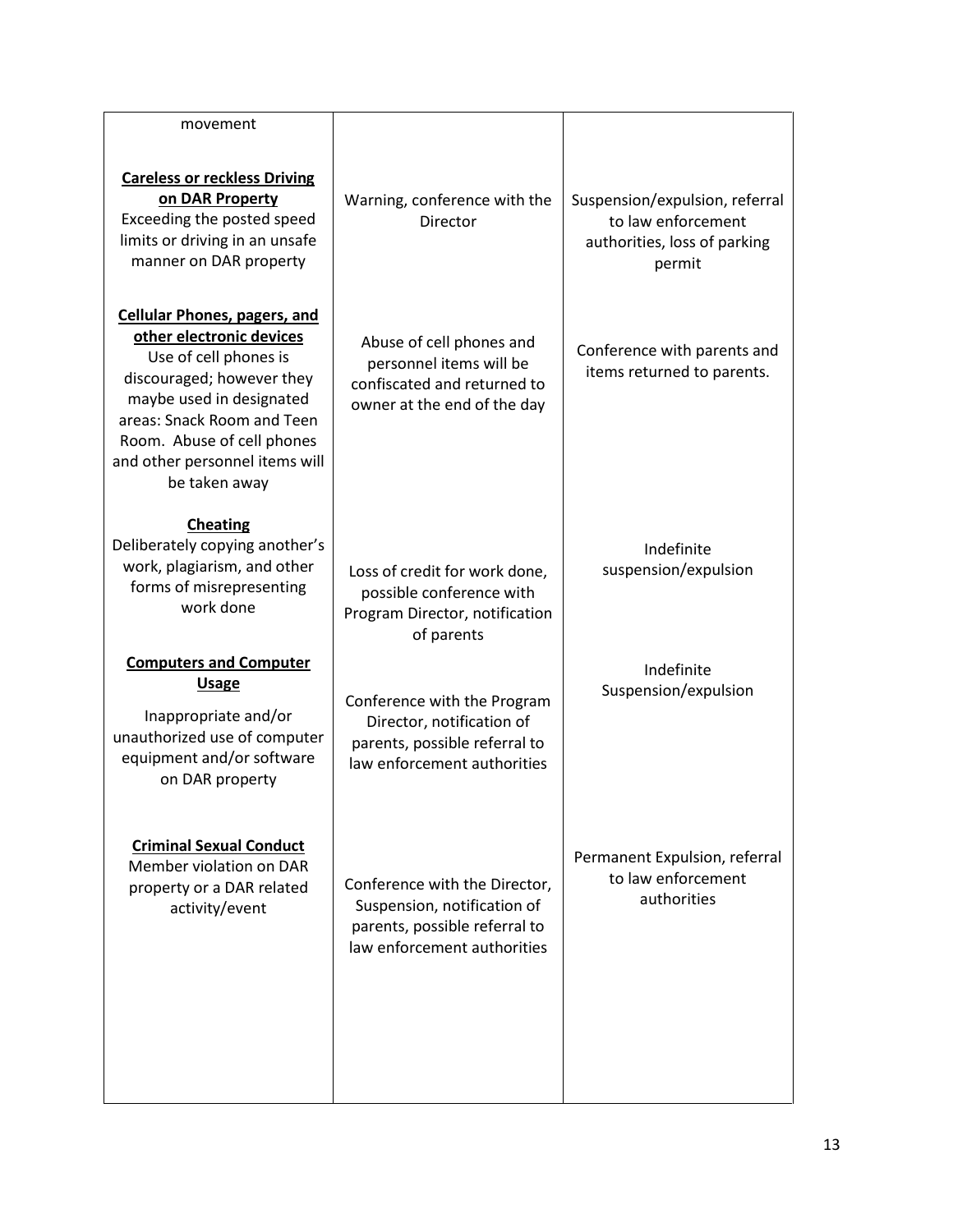| | | |
|---|---|---|
| movement | | |
| **<u>Careless or reckless Driving on DAR Property</u>**<br>Exceeding the posted speed limits or driving in an unsafe manner on DAR property | Warning, conference with the Director | Suspension/expulsion, referral to law enforcement authorities, loss of parking permit |
| **<u>Cellular Phones, pagers, and other electronic devices</u>**<br>Use of cell phones is discouraged; however they maybe used in designated areas: Snack Room and Teen Room. Abuse of cell phones and other personnel items will be taken away | Abuse of cell phones and personnel items will be confiscated and returned to owner at the end of the day | Conference with parents and items returned to parents. |
| **<u>Cheating</u>**<br>Deliberately copying another's work, plagiarism, and other forms of misrepresenting work done | Loss of credit for work done, possible conference with Program Director, notification of parents | Indefinite suspension/expulsion |
| **<u>Computers and Computer Usage</u>**<br>Inappropriate and/or unauthorized use of computer equipment and/or software on DAR property | Conference with the Program Director, notification of parents, possible referral to law enforcement authorities | Indefinite Suspension/expulsion |
| **<u>Criminal Sexual Conduct</u>**<br>Member violation on DAR property or a DAR related activity/event | Conference with the Director, Suspension, notification of parents, possible referral to law enforcement authorities | Permanent Expulsion, referral to law enforcement authorities |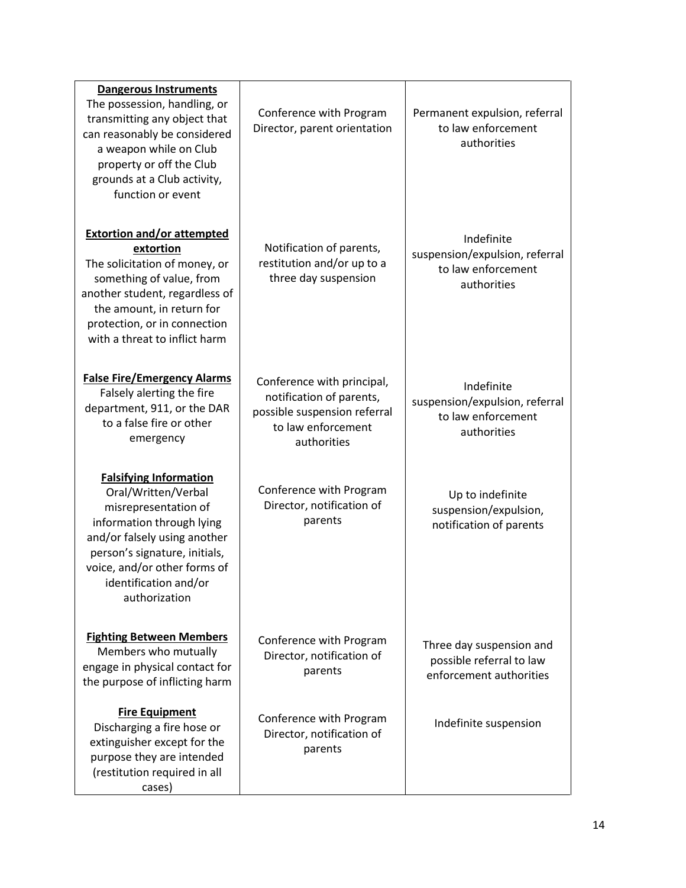| | | |
|---|---|---|
| **Dangerous Instruments**<br>The possession, handling, or transmitting any object that can reasonably be considered a weapon while on Club property or off the Club grounds at a Club activity, function or event | Conference with Program Director, parent orientation | Permanent expulsion, referral to law enforcement authorities |
| **Extortion and/or attempted extortion**<br>The solicitation of money, or something of value, from another student, regardless of the amount, in return for protection, or in connection with a threat to inflict harm | Notification of parents, restitution and/or up to a three day suspension | Indefinite suspension/expulsion, referral to law enforcement authorities |
| **False Fire/Emergency Alarms**<br>Falsely alerting the fire department, 911, or the DAR to a false fire or other emergency | Conference with principal, notification of parents, possible suspension referral to law enforcement authorities | Indefinite suspension/expulsion, referral to law enforcement authorities |
| **Falsifying Information**<br>Oral/Written/Verbal misrepresentation of information through lying and/or falsely using another person's signature, initials, voice, and/or other forms of identification and/or authorization | Conference with Program Director, notification of parents | Up to indefinite suspension/expulsion, notification of parents |
| **Fighting Between Members**<br>Members who mutually engage in physical contact for the purpose of inflicting harm | Conference with Program Director, notification of parents | Three day suspension and possible referral to law enforcement authorities |
| **Fire Equipment**<br>Discharging a fire hose or extinguisher except for the purpose they are intended (restitution required in all cases) | Conference with Program Director, notification of parents | Indefinite suspension |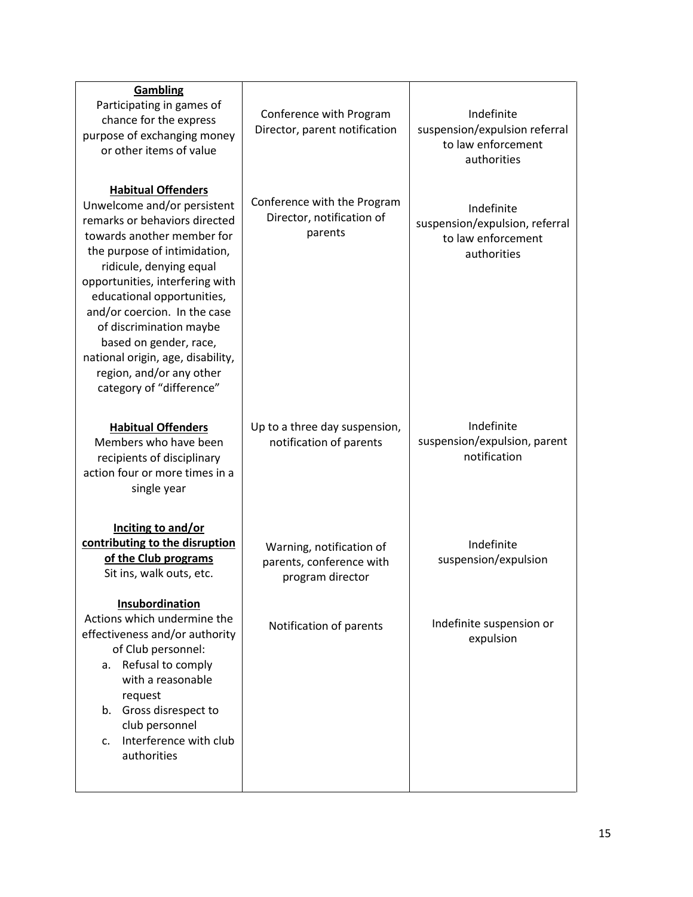| | | |
|---|---|---|
| **Gambling**<br>Participating in games of chance for the express purpose of exchanging money or other items of value | Conference with Program Director, parent notification | Indefinite suspension/expulsion referral to law enforcement authorities |
| **Habitual Offenders**<br>Unwelcome and/or persistent remarks or behaviors directed towards another member for the purpose of intimidation, ridicule, denying equal opportunities, interfering with educational opportunities, and/or coercion. In the case of discrimination maybe based on gender, race, national origin, age, disability, region, and/or any other category of "difference" | Conference with the Program Director, notification of parents | Indefinite suspension/expulsion, referral to law enforcement authorities |
| **Habitual Offenders**<br>Members who have been recipients of disciplinary action four or more times in a single year | Up to a three day suspension, notification of parents | Indefinite suspension/expulsion, parent notification |
| **Inciting to and/or contributing to the disruption of the Club programs**<br>Sit ins, walk outs, etc. | Warning, notification of parents, conference with program director | Indefinite suspension/expulsion |
| **Insubordination**<br>Actions which undermine the effectiveness and/or authority of Club personnel:<br>a. Refusal to comply with a reasonable request<br>b. Gross disrespect to club personnel<br>c. Interference with club authorities | Notification of parents | Indefinite suspension or expulsion |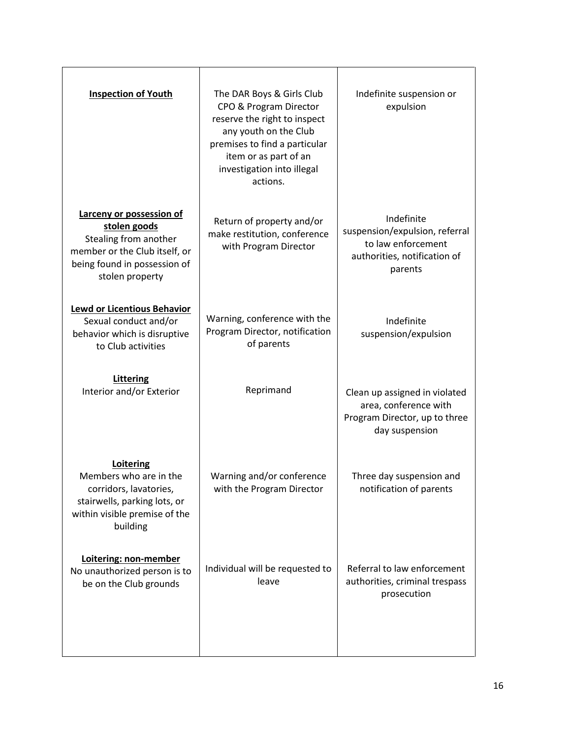| | | |
|---|---|---|
| **Inspection of Youth** | The DAR Boys & Girls Club CPO & Program Director reserve the right to inspect any youth on the Club premises to find a particular item or as part of an investigation into illegal actions. | Indefinite suspension or expulsion |
| **Larceny or possession of stolen goods** Stealing from another member or the Club itself, or being found in possession of stolen property | Return of property and/or make restitution, conference with Program Director | Indefinite suspension/expulsion, referral to law enforcement authorities, notification of parents |
| **Lewd or Licentious Behavior** Sexual conduct and/or behavior which is disruptive to Club activities | Warning, conference with the Program Director, notification of parents | Indefinite suspension/expulsion |
| **Littering** Interior and/or Exterior | Reprimand | Clean up assigned in violated area, conference with Program Director, up to three day suspension |
| **Loitering** Members who are in the corridors, lavatories, stairwells, parking lots, or within visible premise of the building | Warning and/or conference with the Program Director | Three day suspension and notification of parents |
| **Loitering: non-member** No unauthorized person is to be on the Club grounds | Individual will be requested to leave | Referral to law enforcement authorities, criminal trespass prosecution |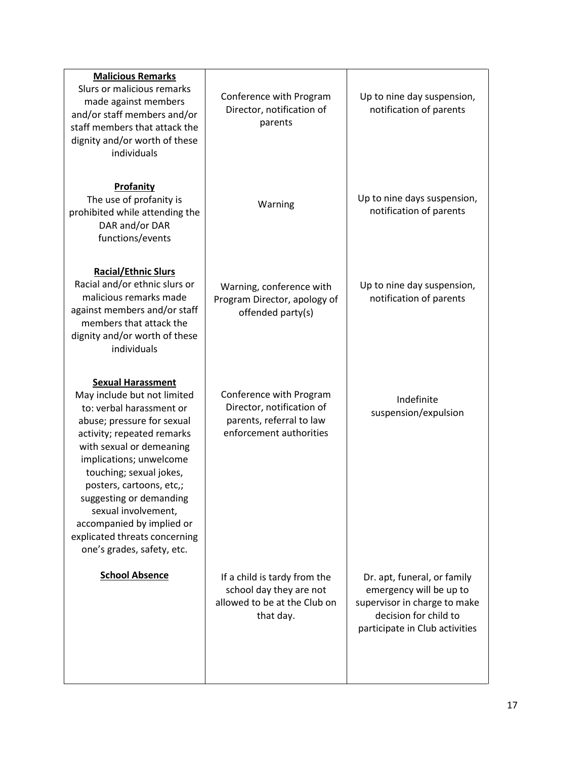| | | |
|---|---|---|
| **Malicious Remarks**<br>Slurs or malicious remarks made against members and/or staff members and/or staff members that attack the dignity and/or worth of these individuals | Conference with Program Director, notification of parents | Up to nine day suspension, notification of parents |
| **Profanity**<br>The use of profanity is prohibited while attending the DAR and/or DAR functions/events | Warning | Up to nine days suspension, notification of parents |
| **Racial/Ethnic Slurs**<br>Racial and/or ethnic slurs or malicious remarks made against members and/or staff members that attack the dignity and/or worth of these individuals | Warning, conference with Program Director, apology of offended party(s) | Up to nine day suspension, notification of parents |
| **Sexual Harassment**<br>May include but not limited to: verbal harassment or abuse; pressure for sexual activity; repeated remarks with sexual or demeaning implications; unwelcome touching; sexual jokes, posters, cartoons, etc,; suggesting or demanding sexual involvement, accompanied by implied or explicated threats concerning one's grades, safety, etc. | Conference with Program Director, notification of parents, referral to law enforcement authorities | Indefinite suspension/expulsion |
| **School Absence** | If a child is tardy from the school day they are not allowed to be at the Club on that day. | Dr. apt, funeral, or family emergency will be up to supervisor in charge to make decision for child to participate in Club activities |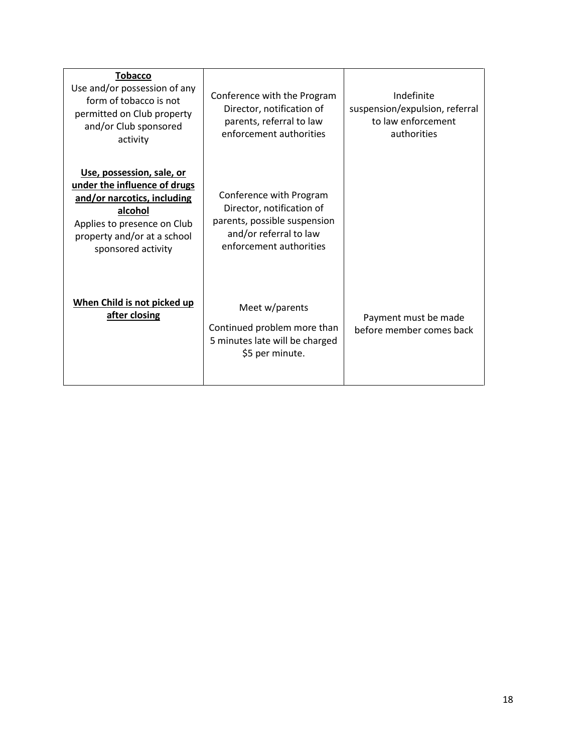| | | |
|---|---|---|
| **Tobacco** Use and/or possession of any form of tobacco is not permitted on Club property and/or Club sponsored activity | Conference with the Program Director, notification of parents, referral to law enforcement authorities | Indefinite suspension/expulsion, referral to law enforcement authorities |
| **Use, possession, sale, or under the influence of drugs and/or narcotics, including alcohol** Applies to presence on Club property and/or at a school sponsored activity | Conference with Program Director, notification of parents, possible suspension and/or referral to law enforcement authorities | |
| **When Child is not picked up after closing** | Meet w/parents<br><br>Continued problem more than 5 minutes late will be charged $5 per minute. | Payment must be made before member comes back |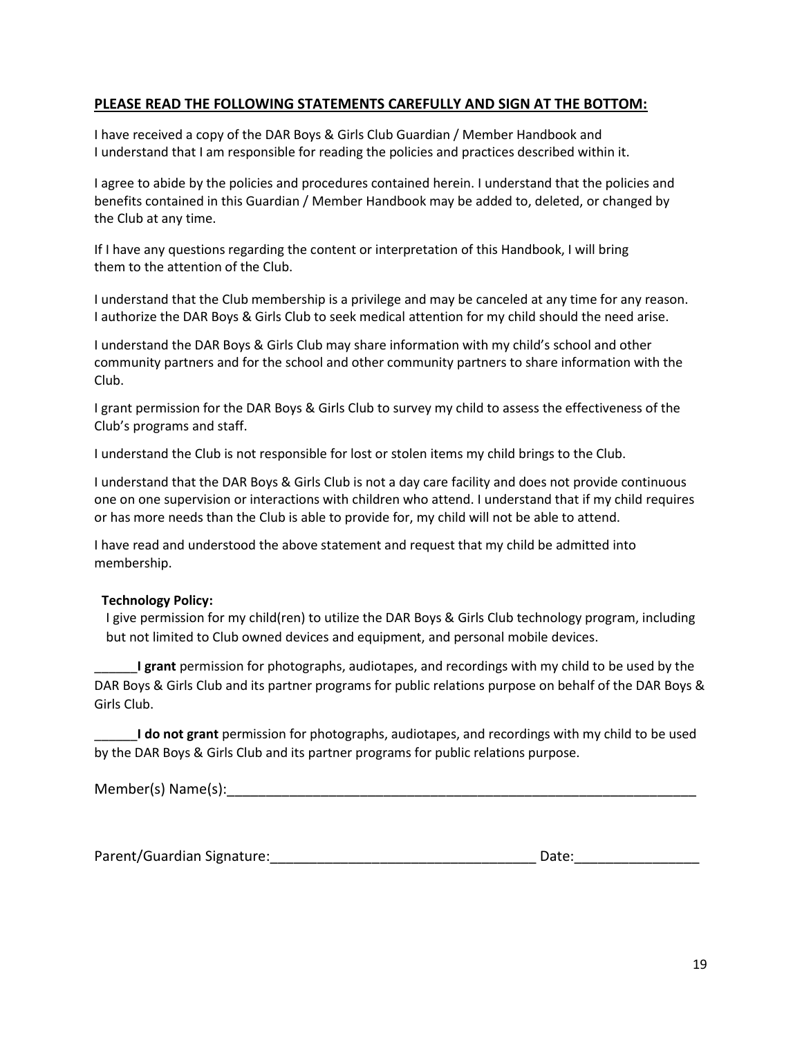**PLEASE READ THE FOLLOWING STATEMENTS CAREFULLY AND SIGN AT THE BOTTOM:**

I have received a copy of the DAR Boys & Girls Club Guardian / Member Handbook and I understand that I am responsible for reading the policies and practices described within it.

I agree to abide by the policies and procedures contained herein. I understand that the policies and benefits contained in this Guardian / Member Handbook may be added to, deleted, or changed by the Club at any time.

If I have any questions regarding the content or interpretation of this Handbook, I will bring them to the attention of the Club.

I understand that the Club membership is a privilege and may be canceled at any time for any reason. I authorize the DAR Boys & Girls Club to seek medical attention for my child should the need arise.

I understand the DAR Boys & Girls Club may share information with my child's school and other community partners and for the school and other community partners to share information with the Club.

I grant permission for the DAR Boys & Girls Club to survey my child to assess the effectiveness of the Club's programs and staff.

I understand the Club is not responsible for lost or stolen items my child brings to the Club.

I understand that the DAR Boys & Girls Club is not a day care facility and does not provide continuous one on one supervision or interactions with children who attend. I understand that if my child requires or has more needs than the Club is able to provide for, my child will not be able to attend.

I have read and understood the above statement and request that my child be admitted into membership.

**Technology Policy:**

I give permission for my child(ren) to utilize the DAR Boys & Girls Club technology program, including but not limited to Club owned devices and equipment, and personal mobile devices.

______**I grant** permission for photographs, audiotapes, and recordings with my child to be used by the DAR Boys & Girls Club and its partner programs for public relations purpose on behalf of the DAR Boys & Girls Club.

______**I do not grant** permission for photographs, audiotapes, and recordings with my child to be used by the DAR Boys & Girls Club and its partner programs for public relations purpose.

Member(s) Name(s):_________________________________________________________________

Parent/Guardian Signature:__________________________________ Date:________________